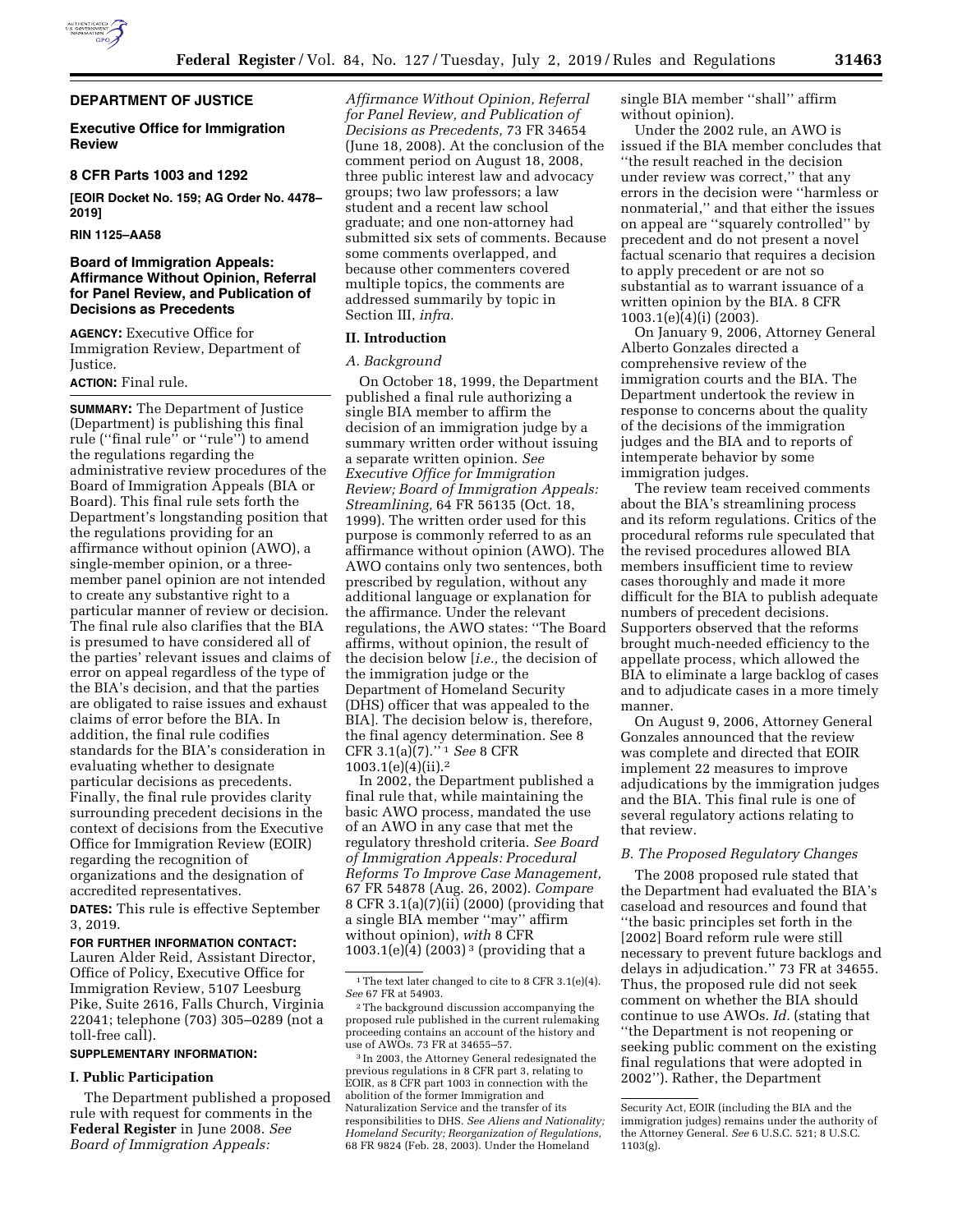# DEPARTMENT OF JUSTICE

## Executive Office for Immigration Review

## 8 CFR Parts 1003 and 1292

**[EOIR Docket No. 159; AG Order No. 4478–2019]**

**RIN 1125–AA58**

## Board of Immigration Appeals: Affirmance Without Opinion, Referral for Panel Review, and Publication of Decisions as Precedents

**AGENCY:** Executive Office for Immigration Review, Department of Justice.

**ACTION:** Final rule.

**SUMMARY:** The Department of Justice (Department) is publishing this final rule (''final rule'' or ''rule'') to amend the regulations regarding the administrative review procedures of the Board of Immigration Appeals (BIA or Board). This final rule sets forth the Department's longstanding position that the regulations providing for an affirmance without opinion (AWO), a single-member opinion, or a three-member panel opinion are not intended to create any substantive right to a particular manner of review or decision. The final rule also clarifies that the BIA is presumed to have considered all of the parties' relevant issues and claims of error on appeal regardless of the type of the BIA's decision, and that the parties are obligated to raise issues and exhaust claims of error before the BIA. In addition, the final rule codifies standards for the BIA's consideration in evaluating whether to designate particular decisions as precedents. Finally, the final rule provides clarity surrounding precedent decisions in the context of decisions from the Executive Office for Immigration Review (EOIR) regarding the recognition of organizations and the designation of accredited representatives.

**DATES:** This rule is effective September 3, 2019.

**FOR FURTHER INFORMATION CONTACT:** Lauren Alder Reid, Assistant Director, Office of Policy, Executive Office for Immigration Review, 5107 Leesburg Pike, Suite 2616, Falls Church, Virginia 22041; telephone (703) 305–0289 (not a toll-free call).

**SUPPLEMENTARY INFORMATION:**

## I. Public Participation

The Department published a proposed rule with request for comments in the **Federal Register** in June 2008. *See Board of Immigration Appeals: Affirmance Without Opinion, Referral for Panel Review, and Publication of Decisions as Precedents,* 73 FR 34654 (June 18, 2008). At the conclusion of the comment period on August 18, 2008, three public interest law and advocacy groups; two law professors; a law student and a recent law school graduate; and one non-attorney had submitted six sets of comments. Because some comments overlapped, and because other commenters covered multiple topics, the comments are addressed summarily by topic in Section III, *infra.*

## II. Introduction

### *A. Background*

On October 18, 1999, the Department published a final rule authorizing a single BIA member to affirm the decision of an immigration judge by a summary written order without issuing a separate written opinion. *See Executive Office for Immigration Review; Board of Immigration Appeals: Streamlining,* 64 FR 56135 (Oct. 18, 1999). The written order used for this purpose is commonly referred to as an affirmance without opinion (AWO). The AWO contains only two sentences, both prescribed by regulation, without any additional language or explanation for the affirmance. Under the relevant regulations, the AWO states: ''The Board affirms, without opinion, the result of the decision below [*i.e.,* the decision of the immigration judge or the Department of Homeland Security (DHS) officer that was appealed to the BIA]. The decision below is, therefore, the final agency determination. See 8 CFR 3.1(a)(7).''[1] *See* 8 CFR 1003.1(e)(4)(ii).[2]

In 2002, the Department published a final rule that, while maintaining the basic AWO process, mandated the use of an AWO in any case that met the regulatory threshold criteria. *See Board of Immigration Appeals: Procedural Reforms To Improve Case Management,* 67 FR 54878 (Aug. 26, 2002). *Compare* 8 CFR 3.1(a)(7)(ii) (2000) (providing that a single BIA member ''may'' affirm without opinion), *with* 8 CFR 1003.1(e)(4) (2003)[3] (providing that a single BIA member ''shall'' affirm without opinion).

Under the 2002 rule, an AWO is issued if the BIA member concludes that ''the result reached in the decision under review was correct,'' that any errors in the decision were ''harmless or nonmaterial,'' and that either the issues on appeal are ''squarely controlled'' by precedent and do not present a novel factual scenario that requires a decision to apply precedent or are not so substantial as to warrant issuance of a written opinion by the BIA. 8 CFR 1003.1(e)(4)(i) (2003).

On January 9, 2006, Attorney General Alberto Gonzales directed a comprehensive review of the immigration courts and the BIA. The Department undertook the review in response to concerns about the quality of the decisions of the immigration judges and the BIA and to reports of intemperate behavior by some immigration judges.

The review team received comments about the BIA's streamlining process and its reform regulations. Critics of the procedural reforms rule speculated that the revised procedures allowed BIA members insufficient time to review cases thoroughly and made it more difficult for the BIA to publish adequate numbers of precedent decisions. Supporters observed that the reforms brought much-needed efficiency to the appellate process, which allowed the BIA to eliminate a large backlog of cases and to adjudicate cases in a more timely manner.

On August 9, 2006, Attorney General Gonzales announced that the review was complete and directed that EOIR implement 22 measures to improve adjudications by the immigration judges and the BIA. This final rule is one of several regulatory actions relating to that review.

### *B. The Proposed Regulatory Changes*

The 2008 proposed rule stated that the Department had evaluated the BIA's caseload and resources and found that ''the basic principles set forth in the [2002] Board reform rule were still necessary to prevent future backlogs and delays in adjudication.'' 73 FR at 34655. Thus, the proposed rule did not seek comment on whether the BIA should continue to use AWOs. *Id.* (stating that ''the Department is not reopening or seeking public comment on the existing final regulations that were adopted in 2002''). Rather, the Department

---

[1] The text later changed to cite to 8 CFR 3.1(e)(4). *See* 67 FR at 54903.

[2] The background discussion accompanying the proposed rule published in the current rulemaking proceeding contains an account of the history and use of AWOs. 73 FR at 34655–57.

[3] In 2003, the Attorney General redesignated the previous regulations in 8 CFR part 3, relating to EOIR, as 8 CFR part 1003 in connection with the abolition of the former Immigration and Naturalization Service and the transfer of its responsibilities to DHS. *See Aliens and Nationality; Homeland Security; Reorganization of Regulations,* 68 FR 9824 (Feb. 28, 2003). Under the Homeland Security Act, EOIR (including the BIA and the immigration judges) remains under the authority of the Attorney General. *See* 6 U.S.C. 521; 8 U.S.C. 1103(g).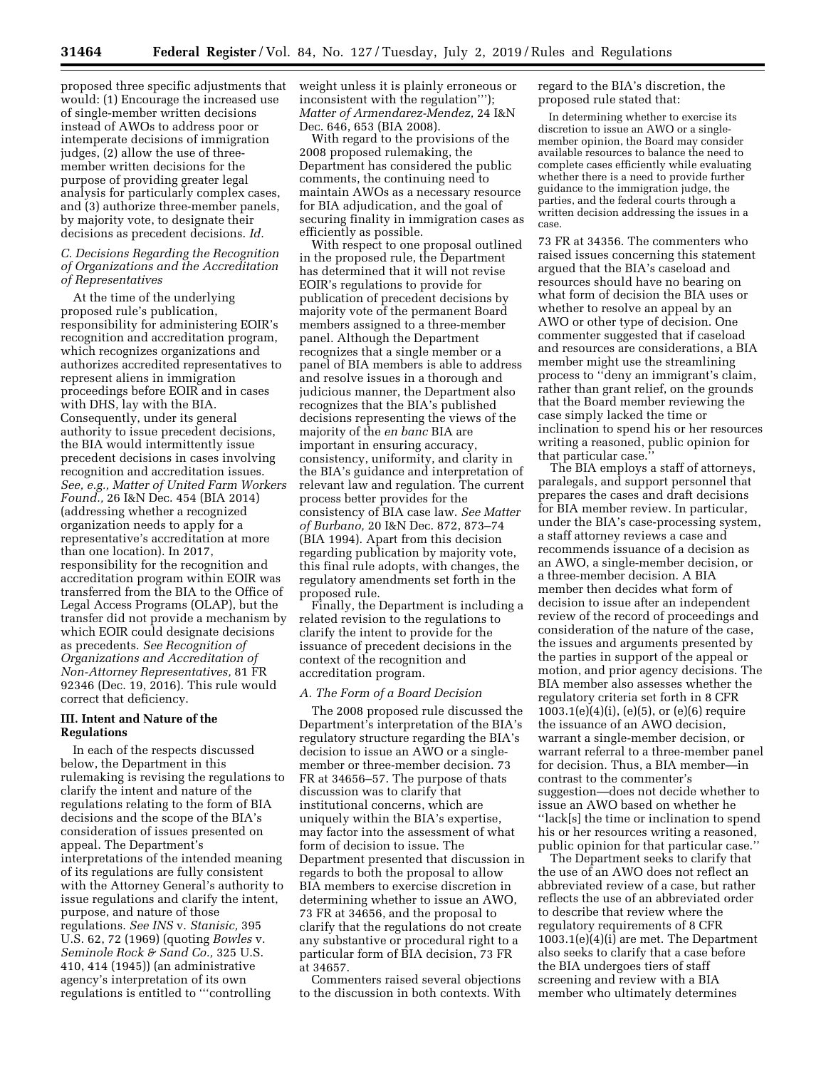proposed three specific adjustments that would: (1) Encourage the increased use of single-member written decisions instead of AWOs to address poor or intemperate decisions of immigration judges, (2) allow the use of three-member written decisions for the purpose of providing greater legal analysis for particularly complex cases, and (3) authorize three-member panels, by majority vote, to designate their decisions as precedent decisions. *Id.*

### *C. Decisions Regarding the Recognition of Organizations and the Accreditation of Representatives*

At the time of the underlying proposed rule's publication, responsibility for administering EOIR's recognition and accreditation program, which recognizes organizations and authorizes accredited representatives to represent aliens in immigration proceedings before EOIR and in cases with DHS, lay with the BIA. Consequently, under its general authority to issue precedent decisions, the BIA would intermittently issue precedent decisions in cases involving recognition and accreditation issues. *See, e.g., Matter of United Farm Workers Found.,* 26 I&N Dec. 454 (BIA 2014) (addressing whether a recognized organization needs to apply for a representative's accreditation at more than one location). In 2017, responsibility for the recognition and accreditation program within EOIR was transferred from the BIA to the Office of Legal Access Programs (OLAP), but the transfer did not provide a mechanism by which EOIR could designate decisions as precedents. *See Recognition of Organizations and Accreditation of Non-Attorney Representatives,* 81 FR 92346 (Dec. 19, 2016). This rule would correct that deficiency.

## III. Intent and Nature of the Regulations

In each of the respects discussed below, the Department in this rulemaking is revising the regulations to clarify the intent and nature of the regulations relating to the form of BIA decisions and the scope of the BIA's consideration of issues presented on appeal. The Department's interpretations of the intended meaning of its regulations are fully consistent with the Attorney General's authority to issue regulations and clarify the intent, purpose, and nature of those regulations. *See INS* v. *Stanisic,* 395 U.S. 62, 72 (1969) (quoting *Bowles* v. *Seminole Rock & Sand Co.,* 325 U.S. 410, 414 (1945)) (an administrative agency's interpretation of its own regulations is entitled to "'controlling weight unless it is plainly erroneous or inconsistent with the regulation'"); *Matter of Armendarez-Mendez,* 24 I&N Dec. 646, 653 (BIA 2008).

With regard to the provisions of the 2008 proposed rulemaking, the Department has considered the public comments, the continuing need to maintain AWOs as a necessary resource for BIA adjudication, and the goal of securing finality in immigration cases as efficiently as possible.

With respect to one proposal outlined in the proposed rule, the Department has determined that it will not revise EOIR's regulations to provide for publication of precedent decisions by majority vote of the permanent Board members assigned to a three-member panel. Although the Department recognizes that a single member or a panel of BIA members is able to address and resolve issues in a thorough and judicious manner, the Department also recognizes that the BIA's published decisions representing the views of the majority of the *en banc* BIA are important in ensuring accuracy, consistency, uniformity, and clarity in the BIA's guidance and interpretation of relevant law and regulation. The current process better provides for the consistency of BIA case law. *See Matter of Burbano,* 20 I&N Dec. 872, 873–74 (BIA 1994). Apart from this decision regarding publication by majority vote, this final rule adopts, with changes, the regulatory amendments set forth in the proposed rule.

Finally, the Department is including a related revision to the regulations to clarify the intent to provide for the issuance of precedent decisions in the context of the recognition and accreditation program.

### *A. The Form of a Board Decision*

The 2008 proposed rule discussed the Department's interpretation of the BIA's regulatory structure regarding the BIA's decision to issue an AWO or a single-member or three-member decision. 73 FR at 34656–57. The purpose of thats discussion was to clarify that institutional concerns, which are uniquely within the BIA's expertise, may factor into the assessment of what form of decision to issue. The Department presented that discussion in regards to both the proposal to allow BIA members to exercise discretion in determining whether to issue an AWO, 73 FR at 34656, and the proposal to clarify that the regulations do not create any substantive or procedural right to a particular form of BIA decision, 73 FR at 34657.

Commenters raised several objections to the discussion in both contexts. With regard to the BIA's discretion, the proposed rule stated that:

> In determining whether to exercise its discretion to issue an AWO or a single-member opinion, the Board may consider available resources to balance the need to complete cases efficiently while evaluating whether there is a need to provide further guidance to the immigration judge, the parties, and the federal courts through a written decision addressing the issues in a case.

73 FR at 34356. The commenters who raised issues concerning this statement argued that the BIA's caseload and resources should have no bearing on what form of decision the BIA uses or whether to resolve an appeal by an AWO or other type of decision. One commenter suggested that if caseload and resources are considerations, a BIA member might use the streamlining process to "deny an immigrant's claim, rather than grant relief, on the grounds that the Board member reviewing the case simply lacked the time or inclination to spend his or her resources writing a reasoned, public opinion for that particular case."

The BIA employs a staff of attorneys, paralegals, and support personnel that prepares the cases and draft decisions for BIA member review. In particular, under the BIA's case-processing system, a staff attorney reviews a case and recommends issuance of a decision as an AWO, a single-member decision, or a three-member decision. A BIA member then decides what form of decision to issue after an independent review of the record of proceedings and consideration of the nature of the case, the issues and arguments presented by the parties in support of the appeal or motion, and prior agency decisions. The BIA member also assesses whether the regulatory criteria set forth in 8 CFR 1003.1(e)(4)(i), (e)(5), or (e)(6) require the issuance of an AWO decision, warrant a single-member decision, or warrant referral to a three-member panel for decision. Thus, a BIA member—in contrast to the commenter's suggestion—does not decide whether to issue an AWO based on whether he "lack[s] the time or inclination to spend his or her resources writing a reasoned, public opinion for that particular case."

The Department seeks to clarify that the use of an AWO does not reflect an abbreviated review of a case, but rather reflects the use of an abbreviated order to describe that review where the regulatory requirements of 8 CFR 1003.1(e)(4)(i) are met. The Department also seeks to clarify that a case before the BIA undergoes tiers of staff screening and review with a BIA member who ultimately determines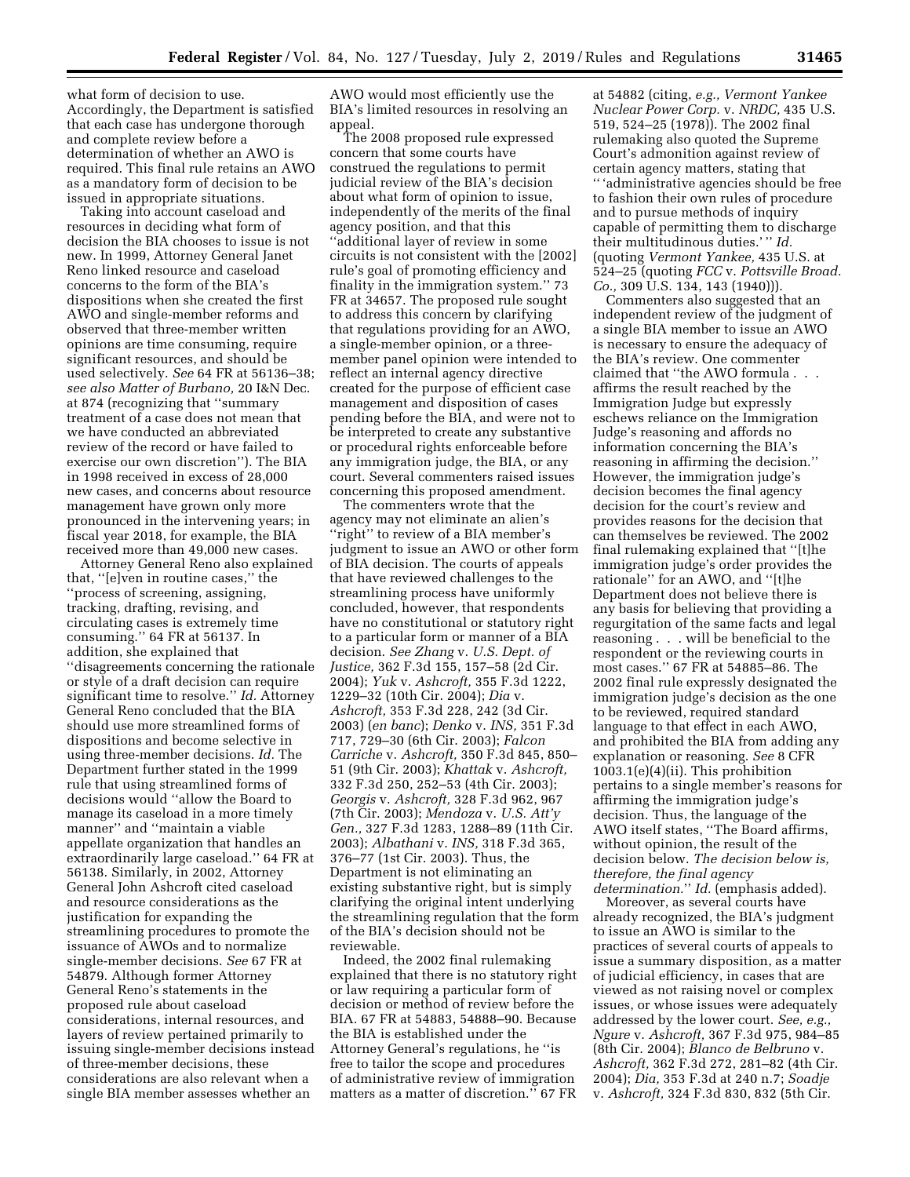what form of decision to use. Accordingly, the Department is satisfied that each case has undergone thorough and complete review before a determination of whether an AWO is required. This final rule retains an AWO as a mandatory form of decision to be issued in appropriate situations.

Taking into account caseload and resources in deciding what form of decision the BIA chooses to issue is not new. In 1999, Attorney General Janet Reno linked resource and caseload concerns to the form of the BIA's dispositions when she created the first AWO and single-member reforms and observed that three-member written opinions are time consuming, require significant resources, and should be used selectively. *See* 64 FR at 56136–38; *see also Matter of Burbano,* 20 I&N Dec. at 874 (recognizing that ''summary treatment of a case does not mean that we have conducted an abbreviated review of the record or have failed to exercise our own discretion''). The BIA in 1998 received in excess of 28,000 new cases, and concerns about resource management have grown only more pronounced in the intervening years; in fiscal year 2018, for example, the BIA received more than 49,000 new cases.

Attorney General Reno also explained that, ''[e]ven in routine cases,'' the ''process of screening, assigning, tracking, drafting, revising, and circulating cases is extremely time consuming.'' 64 FR at 56137. In addition, she explained that ''disagreements concerning the rationale or style of a draft decision can require significant time to resolve.'' *Id.* Attorney General Reno concluded that the BIA should use more streamlined forms of dispositions and become selective in using three-member decisions. *Id.* The Department further stated in the 1999 rule that using streamlined forms of decisions would ''allow the Board to manage its caseload in a more timely manner'' and ''maintain a viable appellate organization that handles an extraordinarily large caseload.'' 64 FR at 56138. Similarly, in 2002, Attorney General John Ashcroft cited caseload and resource considerations as the justification for expanding the streamlining procedures to promote the issuance of AWOs and to normalize single-member decisions. *See* 67 FR at 54879. Although former Attorney General Reno's statements in the proposed rule about caseload considerations, internal resources, and layers of review pertained primarily to issuing single-member decisions instead of three-member decisions, these considerations are also relevant when a single BIA member assesses whether an AWO would most efficiently use the BIA's limited resources in resolving an appeal.

The 2008 proposed rule expressed concern that some courts have construed the regulations to permit judicial review of the BIA's decision about what form of opinion to issue, independently of the merits of the final agency position, and that this ''additional layer of review in some circuits is not consistent with the [2002] rule's goal of promoting efficiency and finality in the immigration system.'' 73 FR at 34657. The proposed rule sought to address this concern by clarifying that regulations providing for an AWO, a single-member opinion, or a three-member panel opinion were intended to reflect an internal agency directive created for the purpose of efficient case management and disposition of cases pending before the BIA, and were not to be interpreted to create any substantive or procedural rights enforceable before any immigration judge, the BIA, or any court. Several commenters raised issues concerning this proposed amendment.

The commenters wrote that the agency may not eliminate an alien's ''right'' to review of a BIA member's judgment to issue an AWO or other form of BIA decision. The courts of appeals that have reviewed challenges to the streamlining process have uniformly concluded, however, that respondents have no constitutional or statutory right to a particular form or manner of a BIA decision. *See Zhang* v. *U.S. Dept. of Justice,* 362 F.3d 155, 157–58 (2d Cir. 2004); *Yuk* v. *Ashcroft,* 355 F.3d 1222, 1229–32 (10th Cir. 2004); *Dia* v. *Ashcroft,* 353 F.3d 228, 242 (3d Cir. 2003) (*en banc*); *Denko* v. *INS,* 351 F.3d 717, 729–30 (6th Cir. 2003); *Falcon Carriche* v. *Ashcroft,* 350 F.3d 845, 850–51 (9th Cir. 2003); *Khattak* v. *Ashcroft,* 332 F.3d 250, 252–53 (4th Cir. 2003); *Georgis* v. *Ashcroft,* 328 F.3d 962, 967 (7th Cir. 2003); *Mendoza* v. *U.S. Att'y Gen.,* 327 F.3d 1283, 1288–89 (11th Cir. 2003); *Albathani* v. *INS,* 318 F.3d 365, 376–77 (1st Cir. 2003). Thus, the Department is not eliminating an existing substantive right, but is simply clarifying the original intent underlying the streamlining regulation that the form of the BIA's decision should not be reviewable.

Indeed, the 2002 final rulemaking explained that there is no statutory right or law requiring a particular form of decision or method of review before the BIA. 67 FR at 54883, 54888–90. Because the BIA is established under the Attorney General's regulations, he ''is free to tailor the scope and procedures of administrative review of immigration matters as a matter of discretion.'' 67 FR at 54882 (citing, *e.g., Vermont Yankee Nuclear Power Corp.* v. *NRDC,* 435 U.S. 519, 524–25 (1978)). The 2002 final rulemaking also quoted the Supreme Court's admonition against review of certain agency matters, stating that '' 'administrative agencies should be free to fashion their own rules of procedure and to pursue methods of inquiry capable of permitting them to discharge their multitudinous duties.' '' *Id.* (quoting *Vermont Yankee,* 435 U.S. at 524–25 (quoting *FCC* v. *Pottsville Broad. Co.,* 309 U.S. 134, 143 (1940))).

Commenters also suggested that an independent review of the judgment of a single BIA member to issue an AWO is necessary to ensure the adequacy of the BIA's review. One commenter claimed that ''the AWO formula . . . affirms the result reached by the Immigration Judge but expressly eschews reliance on the Immigration Judge's reasoning and affords no information concerning the BIA's reasoning in affirming the decision.'' However, the immigration judge's decision becomes the final agency decision for the court's review and provides reasons for the decision that can themselves be reviewed. The 2002 final rulemaking explained that ''[t]he immigration judge's order provides the rationale'' for an AWO, and ''[t]he Department does not believe there is any basis for believing that providing a regurgitation of the same facts and legal reasoning . . . will be beneficial to the respondent or the reviewing courts in most cases.'' 67 FR at 54885–86. The 2002 final rule expressly designated the immigration judge's decision as the one to be reviewed, required standard language to that effect in each AWO, and prohibited the BIA from adding any explanation or reasoning. *See* 8 CFR 1003.1(e)(4)(ii). This prohibition pertains to a single member's reasons for affirming the immigration judge's decision. Thus, the language of the AWO itself states, ''The Board affirms, without opinion, the result of the decision below. *The decision below is, therefore, the final agency determination.*'' *Id.* (emphasis added).

Moreover, as several courts have already recognized, the BIA's judgment to issue an AWO is similar to the practices of several courts of appeals to issue a summary disposition, as a matter of judicial efficiency, in cases that are viewed as not raising novel or complex issues, or whose issues were adequately addressed by the lower court. *See, e.g., Ngure* v. *Ashcroft,* 367 F.3d 975, 984–85 (8th Cir. 2004); *Blanco de Belbruno* v. *Ashcroft,* 362 F.3d 272, 281–82 (4th Cir. 2004); *Dia,* 353 F.3d at 240 n.7; *Soadje* v. *Ashcroft,* 324 F.3d 830, 832 (5th Cir.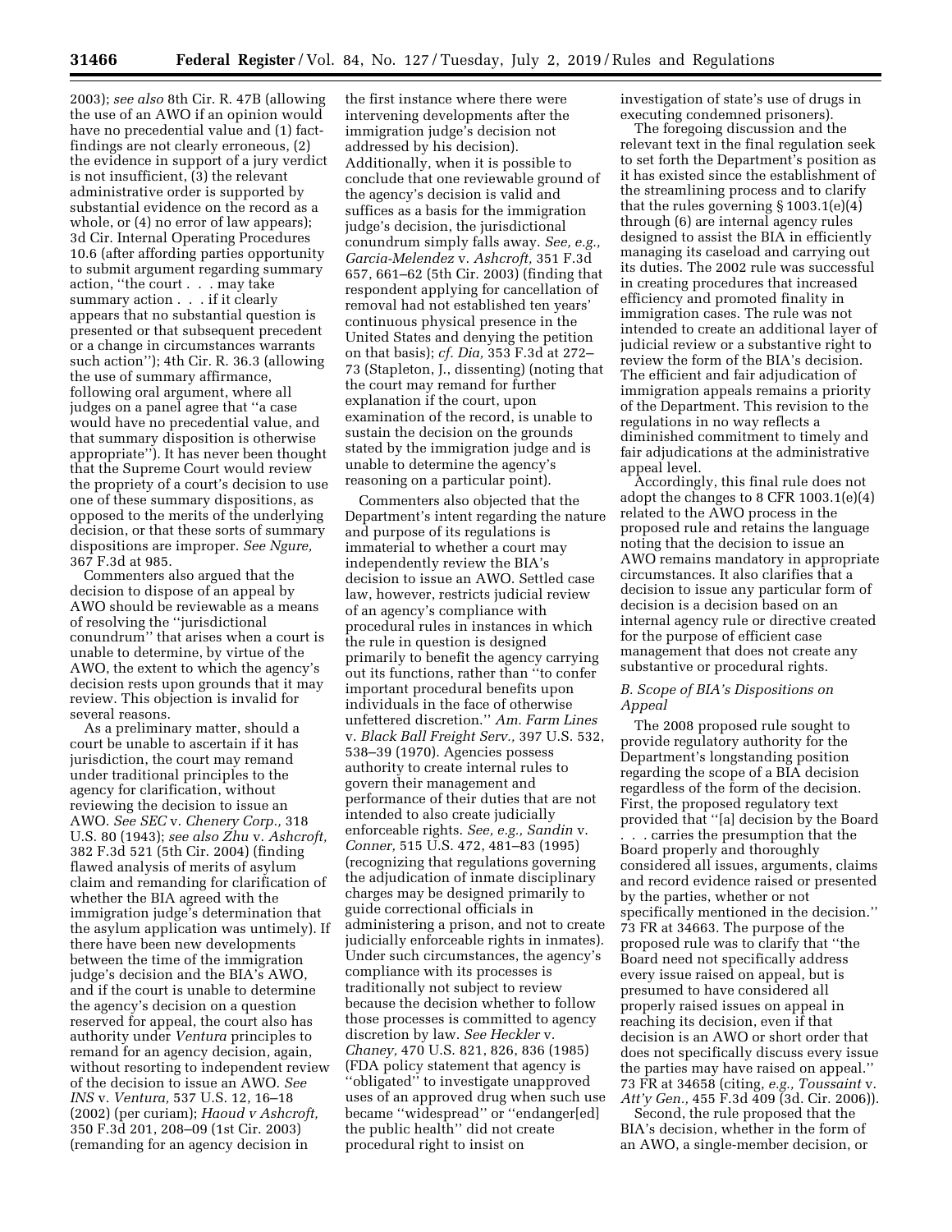2003); *see also* 8th Cir. R. 47B (allowing the use of an AWO if an opinion would have no precedential value and (1) fact-findings are not clearly erroneous, (2) the evidence in support of a jury verdict is not insufficient, (3) the relevant administrative order is supported by substantial evidence on the record as a whole, or (4) no error of law appears); 3d Cir. Internal Operating Procedures 10.6 (after affording parties opportunity to submit argument regarding summary action, ''the court . . . may take summary action . . . if it clearly appears that no substantial question is presented or that subsequent precedent or a change in circumstances warrants such action''); 4th Cir. R. 36.3 (allowing the use of summary affirmance, following oral argument, where all judges on a panel agree that ''a case would have no precedential value, and that summary disposition is otherwise appropriate''). It has never been thought that the Supreme Court would review the propriety of a court's decision to use one of these summary dispositions, as opposed to the merits of the underlying decision, or that these sorts of summary dispositions are improper. *See Ngure,* 367 F.3d at 985.

Commenters also argued that the decision to dispose of an appeal by AWO should be reviewable as a means of resolving the ''jurisdictional conundrum'' that arises when a court is unable to determine, by virtue of the AWO, the extent to which the agency's decision rests upon grounds that it may review. This objection is invalid for several reasons.

As a preliminary matter, should a court be unable to ascertain if it has jurisdiction, the court may remand under traditional principles to the agency for clarification, without reviewing the decision to issue an AWO. *See SEC* v. *Chenery Corp.,* 318 U.S. 80 (1943); *see also Zhu* v. *Ashcroft,* 382 F.3d 521 (5th Cir. 2004) (finding flawed analysis of merits of asylum claim and remanding for clarification of whether the BIA agreed with the immigration judge's determination that the asylum application was untimely). If there have been new developments between the time of the immigration judge's decision and the BIA's AWO, and if the court is unable to determine the agency's decision on a question reserved for appeal, the court also has authority under *Ventura* principles to remand for an agency decision, again, without resorting to independent review of the decision to issue an AWO. *See INS* v. *Ventura,* 537 U.S. 12, 16–18 (2002) (per curiam); *Haoud v Ashcroft,* 350 F.3d 201, 208–09 (1st Cir. 2003) (remanding for an agency decision in the first instance where there were intervening developments after the immigration judge's decision not addressed by his decision). Additionally, when it is possible to conclude that one reviewable ground of the agency's decision is valid and suffices as a basis for the immigration judge's decision, the jurisdictional conundrum simply falls away. *See, e.g., Garcia-Melendez* v. *Ashcroft,* 351 F.3d 657, 661–62 (5th Cir. 2003) (finding that respondent applying for cancellation of removal had not established ten years' continuous physical presence in the United States and denying the petition on that basis); *cf. Dia,* 353 F.3d at 272–73 (Stapleton, J., dissenting) (noting that the court may remand for further explanation if the court, upon examination of the record, is unable to sustain the decision on the grounds stated by the immigration judge and is unable to determine the agency's reasoning on a particular point).

Commenters also objected that the Department's intent regarding the nature and purpose of its regulations is immaterial to whether a court may independently review the BIA's decision to issue an AWO. Settled case law, however, restricts judicial review of an agency's compliance with procedural rules in instances in which the rule in question is designed primarily to benefit the agency carrying out its functions, rather than ''to confer important procedural benefits upon individuals in the face of otherwise unfettered discretion.'' *Am. Farm Lines* v. *Black Ball Freight Serv.,* 397 U.S. 532, 538–39 (1970). Agencies possess authority to create internal rules to govern their management and performance of their duties that are not intended to also create judicially enforceable rights. *See, e.g., Sandin* v. *Conner,* 515 U.S. 472, 481–83 (1995) (recognizing that regulations governing the adjudication of inmate disciplinary charges may be designed primarily to guide correctional officials in administering a prison, and not to create judicially enforceable rights in inmates). Under such circumstances, the agency's compliance with its processes is traditionally not subject to review because the decision whether to follow those processes is committed to agency discretion by law. *See Heckler* v. *Chaney,* 470 U.S. 821, 826, 836 (1985) (FDA policy statement that agency is ''obligated'' to investigate unapproved uses of an approved drug when such use became ''widespread'' or ''endanger[ed] the public health'' did not create procedural right to insist on investigation of state's use of drugs in executing condemned prisoners).

The foregoing discussion and the relevant text in the final regulation seek to set forth the Department's position as it has existed since the establishment of the streamlining process and to clarify that the rules governing § 1003.1(e)(4) through (6) are internal agency rules designed to assist the BIA in efficiently managing its caseload and carrying out its duties. The 2002 rule was successful in creating procedures that increased efficiency and promoted finality in immigration cases. The rule was not intended to create an additional layer of judicial review or a substantive right to review the form of the BIA's decision. The efficient and fair adjudication of immigration appeals remains a priority of the Department. This revision to the regulations in no way reflects a diminished commitment to timely and fair adjudications at the administrative appeal level.

Accordingly, this final rule does not adopt the changes to 8 CFR 1003.1(e)(4) related to the AWO process in the proposed rule and retains the language noting that the decision to issue an AWO remains mandatory in appropriate circumstances. It also clarifies that a decision to issue any particular form of decision is a decision based on an internal agency rule or directive created for the purpose of efficient case management that does not create any substantive or procedural rights.

### *B. Scope of BIA's Dispositions on Appeal*

The 2008 proposed rule sought to provide regulatory authority for the Department's longstanding position regarding the scope of a BIA decision regardless of the form of the decision. First, the proposed regulatory text provided that ''[a] decision by the Board . . . carries the presumption that the Board properly and thoroughly considered all issues, arguments, claims and record evidence raised or presented by the parties, whether or not specifically mentioned in the decision.'' 73 FR at 34663. The purpose of the proposed rule was to clarify that ''the Board need not specifically address every issue raised on appeal, but is presumed to have considered all properly raised issues on appeal in reaching its decision, even if that decision is an AWO or short order that does not specifically discuss every issue the parties may have raised on appeal.'' 73 FR at 34658 (citing, *e.g., Toussaint* v. *Att'y Gen.,* 455 F.3d 409 (3d. Cir. 2006)).

Second, the rule proposed that the BIA's decision, whether in the form of an AWO, a single-member decision, or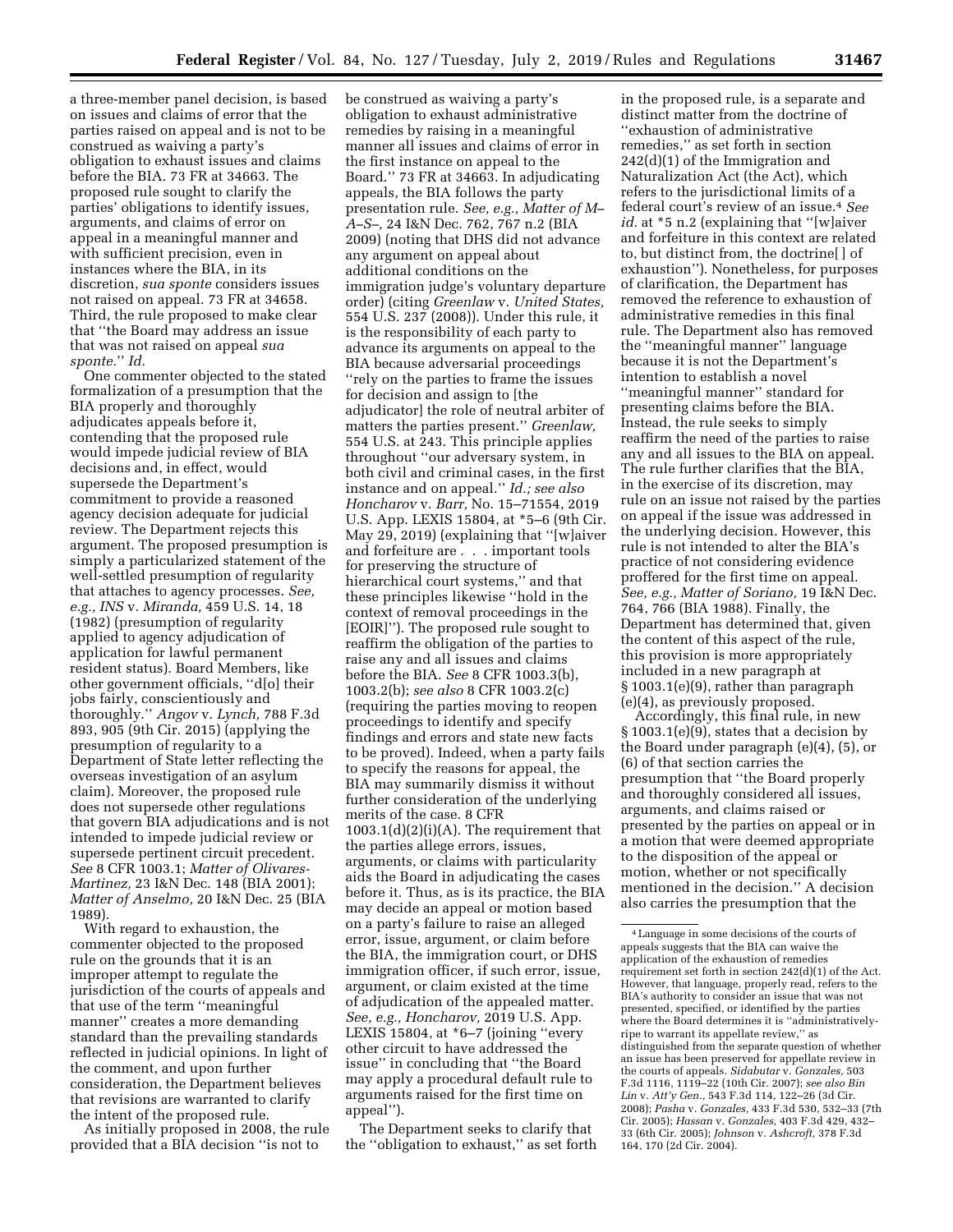a three-member panel decision, is based on issues and claims of error that the parties raised on appeal and is not to be construed as waiving a party's obligation to exhaust issues and claims before the BIA. 73 FR at 34663. The proposed rule sought to clarify the parties' obligations to identify issues, arguments, and claims of error on appeal in a meaningful manner and with sufficient precision, even in instances where the BIA, in its discretion, *sua sponte* considers issues not raised on appeal. 73 FR at 34658. Third, the rule proposed to make clear that "the Board may address an issue that was not raised on appeal *sua sponte*." *Id.*

One commenter objected to the stated formalization of a presumption that the BIA properly and thoroughly adjudicates appeals before it, contending that the proposed rule would impede judicial review of BIA decisions and, in effect, would supersede the Department's commitment to provide a reasoned agency decision adequate for judicial review. The Department rejects this argument. The proposed presumption is simply a particularized statement of the well-settled presumption of regularity that attaches to agency processes. *See, e.g., INS* v. *Miranda,* 459 U.S. 14, 18 (1982) (presumption of regularity applied to agency adjudication of application for lawful permanent resident status). Board Members, like other government officials, "d[o] their jobs fairly, conscientiously and thoroughly." *Angov* v. *Lynch,* 788 F.3d 893, 905 (9th Cir. 2015) (applying the presumption of regularity to a Department of State letter reflecting the overseas investigation of an asylum claim). Moreover, the proposed rule does not supersede other regulations that govern BIA adjudications and is not intended to impede judicial review or supersede pertinent circuit precedent. *See* 8 CFR 1003.1; *Matter of Olivares-Martinez,* 23 I&N Dec. 148 (BIA 2001); *Matter of Anselmo,* 20 I&N Dec. 25 (BIA 1989).

With regard to exhaustion, the commenter objected to the proposed rule on the grounds that it is an improper attempt to regulate the jurisdiction of the courts of appeals and that use of the term "meaningful manner" creates a more demanding standard than the prevailing standards reflected in judicial opinions. In light of the comment, and upon further consideration, the Department believes that revisions are warranted to clarify the intent of the proposed rule.

As initially proposed in 2008, the rule provided that a BIA decision "is not to be construed as waiving a party's obligation to exhaust administrative remedies by raising in a meaningful manner all issues and claims of error in the first instance on appeal to the Board." 73 FR at 34663. In adjudicating appeals, the BIA follows the party presentation rule. *See, e.g., Matter of M–A–S–,* 24 I&N Dec. 762, 767 n.2 (BIA 2009) (noting that DHS did not advance any argument on appeal about additional conditions on the immigration judge's voluntary departure order) (citing *Greenlaw* v. *United States,* 554 U.S. 237 (2008)). Under this rule, it is the responsibility of each party to advance its arguments on appeal to the BIA because adversarial proceedings "rely on the parties to frame the issues for decision and assign to [the adjudicator] the role of neutral arbiter of matters the parties present." *Greenlaw,* 554 U.S. at 243. This principle applies throughout "our adversary system, in both civil and criminal cases, in the first instance and on appeal." *Id.; see also Honcharov* v. *Barr,* No. 15–71554, 2019 U.S. App. LEXIS 15804, at \*5–6 (9th Cir. May 29, 2019) (explaining that "[w]aiver and forfeiture are . . . important tools for preserving the structure of hierarchical court systems," and that these principles likewise "hold in the context of removal proceedings in the [EOIR]"). The proposed rule sought to reaffirm the obligation of the parties to raise any and all issues and claims before the BIA. *See* 8 CFR 1003.3(b), 1003.2(b); *see also* 8 CFR 1003.2(c) (requiring the parties moving to reopen proceedings to identify and specify findings and errors and state new facts to be proved). Indeed, when a party fails to specify the reasons for appeal, the BIA may summarily dismiss it without further consideration of the underlying merits of the case. 8 CFR 1003.1(d)(2)(i)(A). The requirement that the parties allege errors, issues, arguments, or claims with particularity aids the Board in adjudicating the cases before it. Thus, as is its practice, the BIA may decide an appeal or motion based on a party's failure to raise an alleged error, issue, argument, or claim before the BIA, the immigration court, or DHS immigration officer, if such error, issue, argument, or claim existed at the time of adjudication of the appealed matter. *See, e.g., Honcharov,* 2019 U.S. App. LEXIS 15804, at \*6–7 (joining "every other circuit to have addressed the issue" in concluding that "the Board may apply a procedural default rule to arguments raised for the first time on appeal").

The Department seeks to clarify that the "obligation to exhaust," as set forth in the proposed rule, is a separate and distinct matter from the doctrine of "exhaustion of administrative remedies," as set forth in section 242(d)(1) of the Immigration and Naturalization Act (the Act), which refers to the jurisdictional limits of a federal court's review of an issue.[4] *See id.* at \*5 n.2 (explaining that "[w]aiver and forfeiture in this context are related to, but distinct from, the doctrine[ ] of exhaustion"). Nonetheless, for purposes of clarification, the Department has removed the reference to exhaustion of administrative remedies in this final rule. The Department also has removed the "meaningful manner" language because it is not the Department's intention to establish a novel "meaningful manner" standard for presenting claims before the BIA. Instead, the rule seeks to simply reaffirm the need of the parties to raise any and all issues to the BIA on appeal. The rule further clarifies that the BIA, in the exercise of its discretion, may rule on an issue not raised by the parties on appeal if the issue was addressed in the underlying decision. However, this rule is not intended to alter the BIA's practice of not considering evidence proffered for the first time on appeal. *See, e.g., Matter of Soriano,* 19 I&N Dec. 764, 766 (BIA 1988). Finally, the Department has determined that, given the content of this aspect of the rule, this provision is more appropriately included in a new paragraph at § 1003.1(e)(9), rather than paragraph (e)(4), as previously proposed.

Accordingly, this final rule, in new § 1003.1(e)(9), states that a decision by the Board under paragraph (e)(4), (5), or (6) of that section carries the presumption that "the Board properly and thoroughly considered all issues, arguments, and claims raised or presented by the parties on appeal or in a motion that were deemed appropriate to the disposition of the appeal or motion, whether or not specifically mentioned in the decision." A decision also carries the presumption that the

[4] Language in some decisions of the courts of appeals suggests that the BIA can waive the application of the exhaustion of remedies requirement set forth in section 242(d)(1) of the Act. However, that language, properly read, refers to the BIA's authority to consider an issue that was not presented, specified, or identified by the parties where the Board determines it is "administratively-ripe to warrant its appellate review," as distinguished from the separate question of whether an issue has been preserved for appellate review in the courts of appeals. *Sidabutar* v. *Gonzales,* 503 F.3d 1116, 1119–22 (10th Cir. 2007); *see also Bin Lin* v. *Att'y Gen.,* 543 F.3d 114, 122–26 (3d Cir. 2008); *Pasha* v. *Gonzales,* 433 F.3d 530, 532–33 (7th Cir. 2005); *Hassan* v. *Gonzales,* 403 F.3d 429, 432–33 (6th Cir. 2005); *Johnson* v. *Ashcroft,* 378 F.3d 164, 170 (2d Cir. 2004).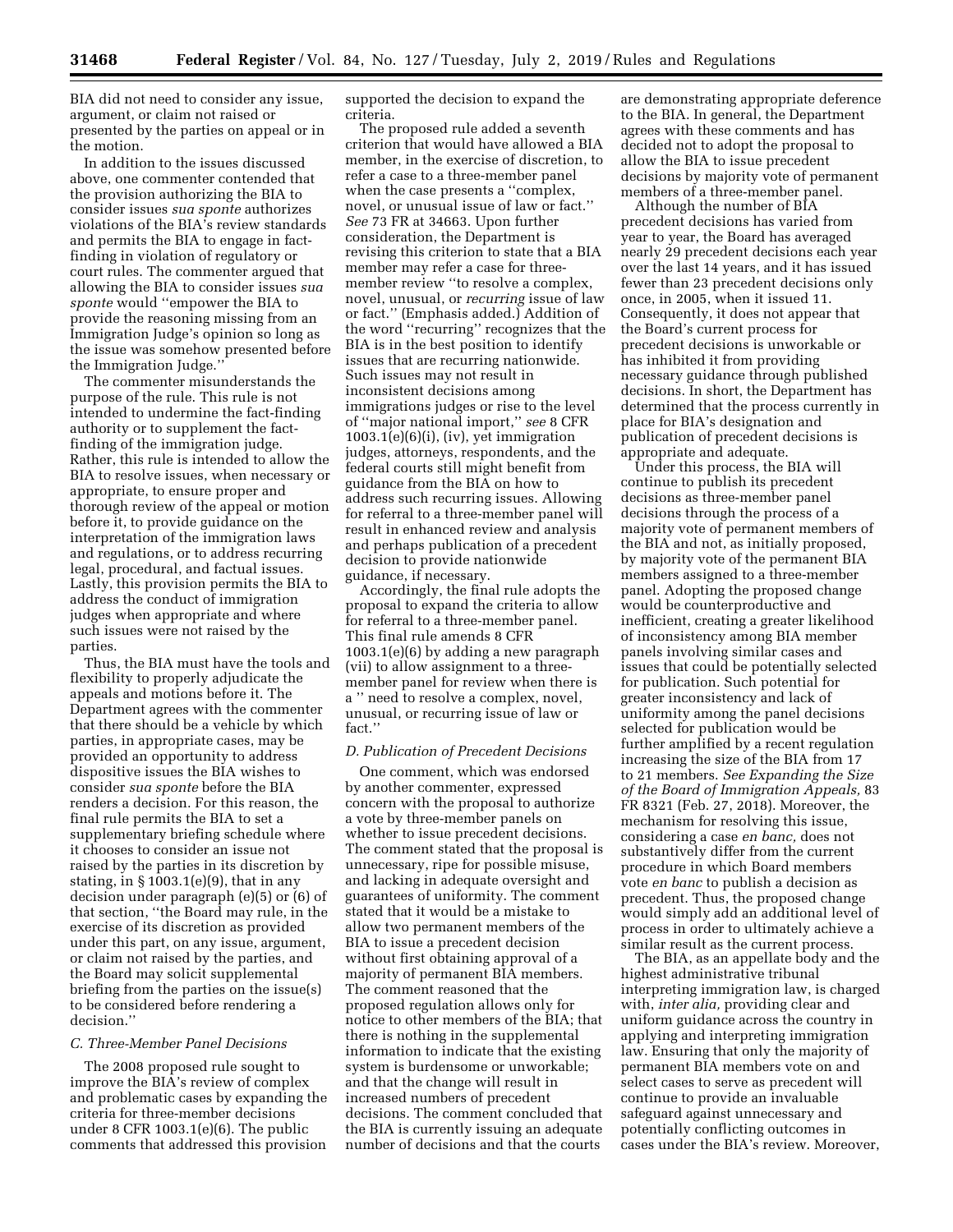BIA did not need to consider any issue, argument, or claim not raised or presented by the parties on appeal or in the motion.

In addition to the issues discussed above, one commenter contended that the provision authorizing the BIA to consider issues *sua sponte* authorizes violations of the BIA's review standards and permits the BIA to engage in fact-finding in violation of regulatory or court rules. The commenter argued that allowing the BIA to consider issues *sua sponte* would "empower the BIA to provide the reasoning missing from an Immigration Judge's opinion so long as the issue was somehow presented before the Immigration Judge."

The commenter misunderstands the purpose of the rule. This rule is not intended to undermine the fact-finding authority or to supplement the fact-finding of the immigration judge. Rather, this rule is intended to allow the BIA to resolve issues, when necessary or appropriate, to ensure proper and thorough review of the appeal or motion before it, to provide guidance on the interpretation of the immigration laws and regulations, or to address recurring legal, procedural, and factual issues. Lastly, this provision permits the BIA to address the conduct of immigration judges when appropriate and where such issues were not raised by the parties.

Thus, the BIA must have the tools and flexibility to properly adjudicate the appeals and motions before it. The Department agrees with the commenter that there should be a vehicle by which parties, in appropriate cases, may be provided an opportunity to address dispositive issues the BIA wishes to consider *sua sponte* before the BIA renders a decision. For this reason, the final rule permits the BIA to set a supplementary briefing schedule where it chooses to consider an issue not raised by the parties in its discretion by stating, in § 1003.1(e)(9), that in any decision under paragraph (e)(5) or (6) of that section, "the Board may rule, in the exercise of its discretion as provided under this part, on any issue, argument, or claim not raised by the parties, and the Board may solicit supplemental briefing from the parties on the issue(s) to be considered before rendering a decision."

### *C. Three-Member Panel Decisions*

The 2008 proposed rule sought to improve the BIA's review of complex and problematic cases by expanding the criteria for three-member decisions under 8 CFR 1003.1(e)(6). The public comments that addressed this provision supported the decision to expand the criteria.

The proposed rule added a seventh criterion that would have allowed a BIA member, in the exercise of discretion, to refer a case to a three-member panel when the case presents a "complex, novel, or unusual issue of law or fact." *See* 73 FR at 34663. Upon further consideration, the Department is revising this criterion to state that a BIA member may refer a case for three-member review "to resolve a complex, novel, unusual, or *recurring* issue of law or fact." (Emphasis added.) Addition of the word "recurring" recognizes that the BIA is in the best position to identify issues that are recurring nationwide. Such issues may not result in inconsistent decisions among immigrations judges or rise to the level of "major national import," *see* 8 CFR 1003.1(e)(6)(i), (iv), yet immigration judges, attorneys, respondents, and the federal courts still might benefit from guidance from the BIA on how to address such recurring issues. Allowing for referral to a three-member panel will result in enhanced review and analysis and perhaps publication of a precedent decision to provide nationwide guidance, if necessary.

Accordingly, the final rule adopts the proposal to expand the criteria to allow for referral to a three-member panel. This final rule amends 8 CFR 1003.1(e)(6) by adding a new paragraph (vii) to allow assignment to a three-member panel for review when there is a " need to resolve a complex, novel, unusual, or recurring issue of law or fact."

### *D. Publication of Precedent Decisions*

One comment, which was endorsed by another commenter, expressed concern with the proposal to authorize a vote by three-member panels on whether to issue precedent decisions. The comment stated that the proposal is unnecessary, ripe for possible misuse, and lacking in adequate oversight and guarantees of uniformity. The comment stated that it would be a mistake to allow two permanent members of the BIA to issue a precedent decision without first obtaining approval of a majority of permanent BIA members. The comment reasoned that the proposed regulation allows only for notice to other members of the BIA; that there is nothing in the supplemental information to indicate that the existing system is burdensome or unworkable; and that the change will result in increased numbers of precedent decisions. The comment concluded that the BIA is currently issuing an adequate number of decisions and that the courts are demonstrating appropriate deference to the BIA. In general, the Department agrees with these comments and has decided not to adopt the proposal to allow the BIA to issue precedent decisions by majority vote of permanent members of a three-member panel.

Although the number of BIA precedent decisions has varied from year to year, the Board has averaged nearly 29 precedent decisions each year over the last 14 years, and it has issued fewer than 23 precedent decisions only once, in 2005, when it issued 11. Consequently, it does not appear that the Board's current process for precedent decisions is unworkable or has inhibited it from providing necessary guidance through published decisions. In short, the Department has determined that the process currently in place for BIA's designation and publication of precedent decisions is appropriate and adequate.

Under this process, the BIA will continue to publish its precedent decisions as three-member panel decisions through the process of a majority vote of permanent members of the BIA and not, as initially proposed, by majority vote of the permanent BIA members assigned to a three-member panel. Adopting the proposed change would be counterproductive and inefficient, creating a greater likelihood of inconsistency among BIA member panels involving similar cases and issues that could be potentially selected for publication. Such potential for greater inconsistency and lack of uniformity among the panel decisions selected for publication would be further amplified by a recent regulation increasing the size of the BIA from 17 to 21 members. *See Expanding the Size of the Board of Immigration Appeals,* 83 FR 8321 (Feb. 27, 2018). Moreover, the mechanism for resolving this issue, considering a case *en banc,* does not substantively differ from the current procedure in which Board members vote *en banc* to publish a decision as precedent. Thus, the proposed change would simply add an additional level of process in order to ultimately achieve a similar result as the current process.

The BIA, as an appellate body and the highest administrative tribunal interpreting immigration law, is charged with, *inter alia,* providing clear and uniform guidance across the country in applying and interpreting immigration law. Ensuring that only the majority of permanent BIA members vote on and select cases to serve as precedent will continue to provide an invaluable safeguard against unnecessary and potentially conflicting outcomes in cases under the BIA's review. Moreover,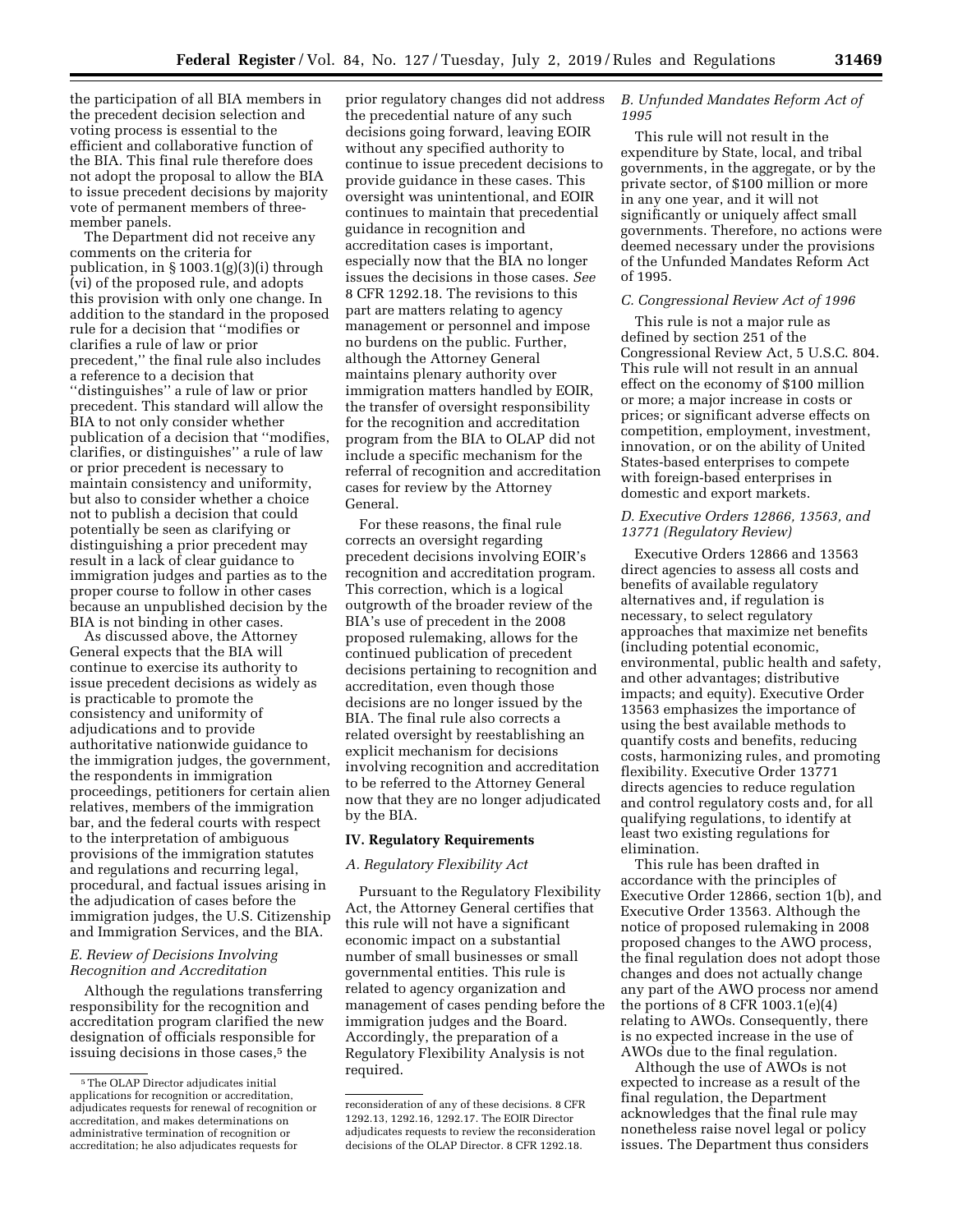the participation of all BIA members in the precedent decision selection and voting process is essential to the efficient and collaborative function of the BIA. This final rule therefore does not adopt the proposal to allow the BIA to issue precedent decisions by majority vote of permanent members of three-member panels.

The Department did not receive any comments on the criteria for publication, in § 1003.1(g)(3)(i) through (vi) of the proposed rule, and adopts this provision with only one change. In addition to the standard in the proposed rule for a decision that ''modifies or clarifies a rule of law or prior precedent,'' the final rule also includes a reference to a decision that ''distinguishes'' a rule of law or prior precedent. This standard will allow the BIA to not only consider whether publication of a decision that ''modifies, clarifies, or distinguishes'' a rule of law or prior precedent is necessary to maintain consistency and uniformity, but also to consider whether a choice not to publish a decision that could potentially be seen as clarifying or distinguishing a prior precedent may result in a lack of clear guidance to immigration judges and parties as to the proper course to follow in other cases because an unpublished decision by the BIA is not binding in other cases.

As discussed above, the Attorney General expects that the BIA will continue to exercise its authority to issue precedent decisions as widely as is practicable to promote the consistency and uniformity of adjudications and to provide authoritative nationwide guidance to the immigration judges, the government, the respondents in immigration proceedings, petitioners for certain alien relatives, members of the immigration bar, and the federal courts with respect to the interpretation of ambiguous provisions of the immigration statutes and regulations and recurring legal, procedural, and factual issues arising in the adjudication of cases before the immigration judges, the U.S. Citizenship and Immigration Services, and the BIA.

### *E. Review of Decisions Involving Recognition and Accreditation*

Although the regulations transferring responsibility for the recognition and accreditation program clarified the new designation of officials responsible for issuing decisions in those cases,[5] the prior regulatory changes did not address the precedential nature of any such decisions going forward, leaving EOIR without any specified authority to continue to issue precedent decisions to provide guidance in these cases. This oversight was unintentional, and EOIR continues to maintain that precedential guidance in recognition and accreditation cases is important, especially now that the BIA no longer issues the decisions in those cases. *See* 8 CFR 1292.18. The revisions to this part are matters relating to agency management or personnel and impose no burdens on the public. Further, although the Attorney General maintains plenary authority over immigration matters handled by EOIR, the transfer of oversight responsibility for the recognition and accreditation program from the BIA to OLAP did not include a specific mechanism for the referral of recognition and accreditation cases for review by the Attorney General.

For these reasons, the final rule corrects an oversight regarding precedent decisions involving EOIR's recognition and accreditation program. This correction, which is a logical outgrowth of the broader review of the BIA's use of precedent in the 2008 proposed rulemaking, allows for the continued publication of precedent decisions pertaining to recognition and accreditation, even though those decisions are no longer issued by the BIA. The final rule also corrects a related oversight by reestablishing an explicit mechanism for decisions involving recognition and accreditation to be referred to the Attorney General now that they are no longer adjudicated by the BIA.

## IV. Regulatory Requirements

### *A. Regulatory Flexibility Act*

Pursuant to the Regulatory Flexibility Act, the Attorney General certifies that this rule will not have a significant economic impact on a substantial number of small businesses or small governmental entities. This rule is related to agency organization and management of cases pending before the immigration judges and the Board. Accordingly, the preparation of a Regulatory Flexibility Analysis is not required.

### *B. Unfunded Mandates Reform Act of 1995*

This rule will not result in the expenditure by State, local, and tribal governments, in the aggregate, or by the private sector, of $100 million or more in any one year, and it will not significantly or uniquely affect small governments. Therefore, no actions were deemed necessary under the provisions of the Unfunded Mandates Reform Act of 1995.

### *C. Congressional Review Act of 1996*

This rule is not a major rule as defined by section 251 of the Congressional Review Act, 5 U.S.C. 804. This rule will not result in an annual effect on the economy of $100 million or more; a major increase in costs or prices; or significant adverse effects on competition, employment, investment, innovation, or on the ability of United States-based enterprises to compete with foreign-based enterprises in domestic and export markets.

### *D. Executive Orders 12866, 13563, and 13771 (Regulatory Review)*

Executive Orders 12866 and 13563 direct agencies to assess all costs and benefits of available regulatory alternatives and, if regulation is necessary, to select regulatory approaches that maximize net benefits (including potential economic, environmental, public health and safety, and other advantages; distributive impacts; and equity). Executive Order 13563 emphasizes the importance of using the best available methods to quantify costs and benefits, reducing costs, harmonizing rules, and promoting flexibility. Executive Order 13771 directs agencies to reduce regulation and control regulatory costs and, for all qualifying regulations, to identify at least two existing regulations for elimination.

This rule has been drafted in accordance with the principles of Executive Order 12866, section 1(b), and Executive Order 13563. Although the notice of proposed rulemaking in 2008 proposed changes to the AWO process, the final regulation does not adopt those changes and does not actually change any part of the AWO process nor amend the portions of 8 CFR 1003.1(e)(4) relating to AWOs. Consequently, there is no expected increase in the use of AWOs due to the final regulation.

Although the use of AWOs is not expected to increase as a result of the final regulation, the Department acknowledges that the final rule may nonetheless raise novel legal or policy issues. The Department thus considers

---

[5] The OLAP Director adjudicates initial applications for recognition or accreditation, adjudicates requests for renewal of recognition or accreditation, and makes determinations on administrative termination of recognition or accreditation; he also adjudicates requests for reconsideration of any of these decisions. 8 CFR 1292.13, 1292.16, 1292.17. The EOIR Director adjudicates requests to review the reconsideration decisions of the OLAP Director. 8 CFR 1292.18.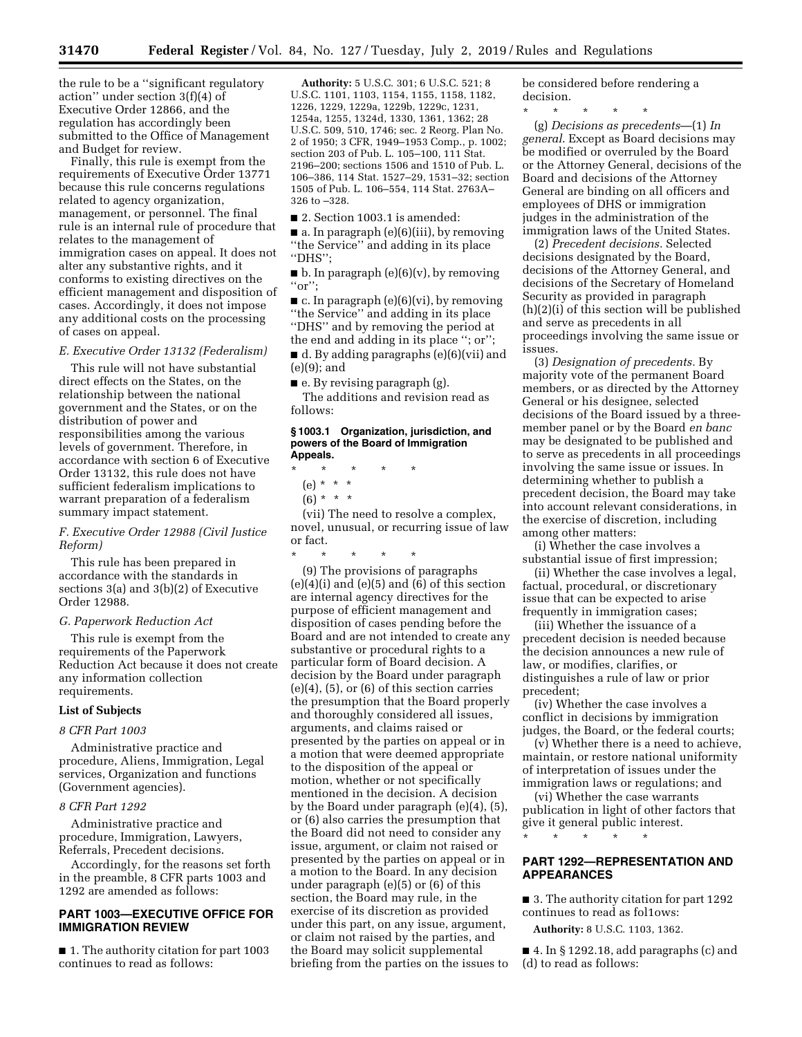the rule to be a "significant regulatory action" under section 3(f)(4) of Executive Order 12866, and the regulation has accordingly been submitted to the Office of Management and Budget for review.

Finally, this rule is exempt from the requirements of Executive Order 13771 because this rule concerns regulations related to agency organization, management, or personnel. The final rule is an internal rule of procedure that relates to the management of immigration cases on appeal. It does not alter any substantive rights, and it conforms to existing directives on the efficient management and disposition of cases. Accordingly, it does not impose any additional costs on the processing of cases on appeal.

### *E. Executive Order 13132 (Federalism)*

This rule will not have substantial direct effects on the States, on the relationship between the national government and the States, or on the distribution of power and responsibilities among the various levels of government. Therefore, in accordance with section 6 of Executive Order 13132, this rule does not have sufficient federalism implications to warrant preparation of a federalism summary impact statement.

### *F. Executive Order 12988 (Civil Justice Reform)*

This rule has been prepared in accordance with the standards in sections 3(a) and 3(b)(2) of Executive Order 12988.

### *G. Paperwork Reduction Act*

This rule is exempt from the requirements of the Paperwork Reduction Act because it does not create any information collection requirements.

### List of Subjects

#### *8 CFR Part 1003*

Administrative practice and procedure, Aliens, Immigration, Legal services, Organization and functions (Government agencies).

#### *8 CFR Part 1292*

Administrative practice and procedure, Immigration, Lawyers, Referrals, Precedent decisions.

Accordingly, for the reasons set forth in the preamble, 8 CFR parts 1003 and 1292 are amended as follows:

## PART 1003—EXECUTIVE OFFICE FOR IMMIGRATION REVIEW

■ 1. The authority citation for part 1003 continues to read as follows:

**Authority:** 5 U.S.C. 301; 6 U.S.C. 521; 8 U.S.C. 1101, 1103, 1154, 1155, 1158, 1182, 1226, 1229, 1229a, 1229b, 1229c, 1231, 1254a, 1255, 1324d, 1330, 1361, 1362; 28 U.S.C. 509, 510, 1746; sec. 2 Reorg. Plan No. 2 of 1950; 3 CFR, 1949–1953 Comp., p. 1002; section 203 of Pub. L. 105–100, 111 Stat. 2196–200; sections 1506 and 1510 of Pub. L. 106–386, 114 Stat. 1527–29, 1531–32; section 1505 of Pub. L. 106–554, 114 Stat. 2763A–326 to –328.

■ 2. Section 1003.1 is amended:

■ a. In paragraph (e)(6)(iii), by removing "the Service" and adding in its place "DHS";

■ b. In paragraph (e)(6)(v), by removing "or";

■ c. In paragraph (e)(6)(vi), by removing "the Service" and adding in its place "DHS" and by removing the period at the end and adding in its place "; or";

■ d. By adding paragraphs (e)(6)(vii) and (e)(9); and

■ e. By revising paragraph (g).

The additions and revision read as follows:

#### § 1003.1 Organization, jurisdiction, and powers of the Board of Immigration Appeals.

\* \* \* \* \*

(e) \* \* \*

(6) \* \* \*

(vii) The need to resolve a complex, novel, unusual, or recurring issue of law or fact.

\* \* \* \* \*

(9) The provisions of paragraphs (e)(4)(i) and (e)(5) and (6) of this section are internal agency directives for the purpose of efficient management and disposition of cases pending before the Board and are not intended to create any substantive or procedural rights to a particular form of Board decision. A decision by the Board under paragraph (e)(4), (5), or (6) of this section carries the presumption that the Board properly and thoroughly considered all issues, arguments, and claims raised or presented by the parties on appeal or in a motion that were deemed appropriate to the disposition of the appeal or motion, whether or not specifically mentioned in the decision. A decision by the Board under paragraph (e)(4), (5), or (6) also carries the presumption that the Board did not need to consider any issue, argument, or claim not raised or presented by the parties on appeal or in a motion to the Board. In any decision under paragraph (e)(5) or (6) of this section, the Board may rule, in the exercise of its discretion as provided under this part, on any issue, argument, or claim not raised by the parties, and the Board may solicit supplemental briefing from the parties on the issues to be considered before rendering a decision.

\* \* \* \* \*

(g) *Decisions as precedents*—(1) *In general.* Except as Board decisions may be modified or overruled by the Board or the Attorney General, decisions of the Board and decisions of the Attorney General are binding on all officers and employees of DHS or immigration judges in the administration of the immigration laws of the United States.

(2) *Precedent decisions.* Selected decisions designated by the Board, decisions of the Attorney General, and decisions of the Secretary of Homeland Security as provided in paragraph (h)(2)(i) of this section will be published and serve as precedents in all proceedings involving the same issue or issues.

(3) *Designation of precedents.* By majority vote of the permanent Board members, or as directed by the Attorney General or his designee, selected decisions of the Board issued by a three-member panel or by the Board *en banc* may be designated to be published and to serve as precedents in all proceedings involving the same issue or issues. In determining whether to publish a precedent decision, the Board may take into account relevant considerations, in the exercise of discretion, including among other matters:

(i) Whether the case involves a substantial issue of first impression;

(ii) Whether the case involves a legal, factual, procedural, or discretionary issue that can be expected to arise frequently in immigration cases;

(iii) Whether the issuance of a precedent decision is needed because the decision announces a new rule of law, or modifies, clarifies, or distinguishes a rule of law or prior precedent;

(iv) Whether the case involves a conflict in decisions by immigration judges, the Board, or the federal courts;

(v) Whether there is a need to achieve, maintain, or restore national uniformity of interpretation of issues under the immigration laws or regulations; and

(vi) Whether the case warrants publication in light of other factors that give it general public interest.

\* \* \* \* \*

## PART 1292—REPRESENTATION AND APPEARANCES

■ 3. The authority citation for part 1292 continues to read as fol1ows:

**Authority:** 8 U.S.C. 1103, 1362.

■ 4. In § 1292.18, add paragraphs (c) and (d) to read as follows: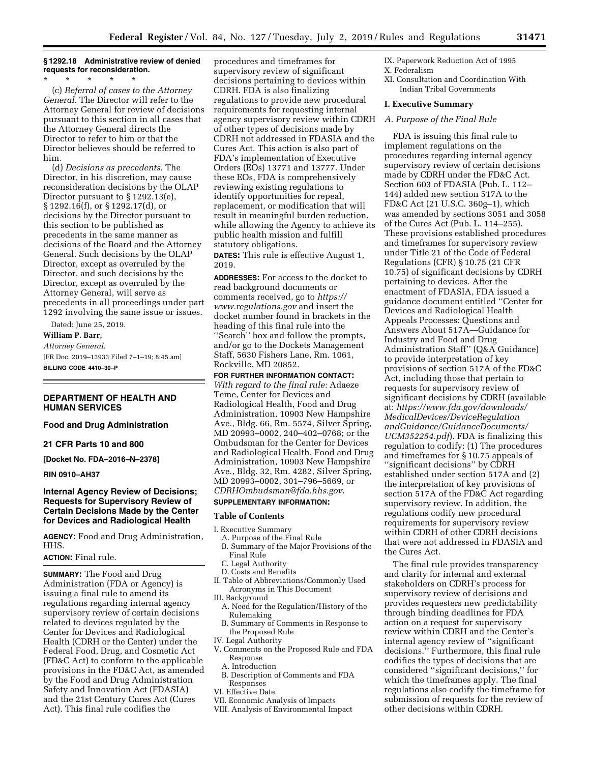### § 1292.18 Administrative review of denied requests for reconsideration.

\* \* \* \* \*

(c) *Referral of cases to the Attorney General.* The Director will refer to the Attorney General for review of decisions pursuant to this section in all cases that the Attorney General directs the Director to refer to him or that the Director believes should be referred to him.

(d) *Decisions as precedents.* The Director, in his discretion, may cause reconsideration decisions by the OLAP Director pursuant to § 1292.13(e), § 1292.16(f), or § 1292.17(d), or decisions by the Director pursuant to this section to be published as precedents in the same manner as decisions of the Board and the Attorney General. Such decisions by the OLAP Director, except as overruled by the Director, and such decisions by the Director, except as overruled by the Attorney General, will serve as precedents in all proceedings under part 1292 involving the same issue or issues.

Dated: June 25, 2019.

**William P. Barr,**

*Attorney General.*

[FR Doc. 2019–13933 Filed 7–1–19; 8:45 am]

**BILLING CODE 4410–30–P**

---

## DEPARTMENT OF HEALTH AND HUMAN SERVICES

### Food and Drug Administration

### 21 CFR Parts 10 and 800

**[Docket No. FDA–2016–N–2378]**

**RIN 0910–AH37**

### Internal Agency Review of Decisions; Requests for Supervisory Review of Certain Decisions Made by the Center for Devices and Radiological Health

**AGENCY:** Food and Drug Administration, HHS.

**ACTION:** Final rule.

**SUMMARY:** The Food and Drug Administration (FDA or Agency) is issuing a final rule to amend its regulations regarding internal agency supervisory review of certain decisions related to devices regulated by the Center for Devices and Radiological Health (CDRH or the Center) under the Federal Food, Drug, and Cosmetic Act (FD&C Act) to conform to the applicable provisions in the FD&C Act, as amended by the Food and Drug Administration Safety and Innovation Act (FDASIA) and the 21st Century Cures Act (Cures Act). This final rule codifies the procedures and timeframes for supervisory review of significant decisions pertaining to devices within CDRH. FDA is also finalizing regulations to provide new procedural requirements for requesting internal agency supervisory review within CDRH of other types of decisions made by CDRH not addressed in FDASIA and the Cures Act. This action is also part of FDA's implementation of Executive Orders (EOs) 13771 and 13777. Under these EOs, FDA is comprehensively reviewing existing regulations to identify opportunities for repeal, replacement, or modification that will result in meaningful burden reduction, while allowing the Agency to achieve its public health mission and fulfill statutory obligations.

**DATES:** This rule is effective August 1, 2019.

**ADDRESSES:** For access to the docket to read background documents or comments received, go to *https://www.regulations.gov* and insert the docket number found in brackets in the heading of this final rule into the "Search" box and follow the prompts, and/or go to the Dockets Management Staff, 5630 Fishers Lane, Rm. 1061, Rockville, MD 20852.

**FOR FURTHER INFORMATION CONTACT:** *With regard to the final rule:* Adaeze Teme, Center for Devices and Radiological Health, Food and Drug Administration, 10903 New Hampshire Ave., Bldg. 66, Rm. 5574, Silver Spring, MD 20993–0002, 240–402–0768; or the Ombudsman for the Center for Devices and Radiological Health, Food and Drug Administration, 10903 New Hampshire Ave., Bldg. 32, Rm. 4282, Silver Spring, MD 20993–0002, 301–796–5669, or *CDRHOmbudsman@fda.hhs.gov*.

**SUPPLEMENTARY INFORMATION:**

### Table of Contents

I. Executive Summary
 A. Purpose of the Final Rule
 B. Summary of the Major Provisions of the Final Rule
 C. Legal Authority
 D. Costs and Benefits
II. Table of Abbreviations/Commonly Used Acronyms in This Document
III. Background
 A. Need for the Regulation/History of the Rulemaking
 B. Summary of Comments in Response to the Proposed Rule
IV. Legal Authority
V. Comments on the Proposed Rule and FDA Response
 A. Introduction
 B. Description of Comments and FDA Responses
VI. Effective Date
VII. Economic Analysis of Impacts
VIII. Analysis of Environmental Impact
IX. Paperwork Reduction Act of 1995
X. Federalism
XI. Consultation and Coordination With Indian Tribal Governments

### I. Executive Summary

#### *A. Purpose of the Final Rule*

FDA is issuing this final rule to implement regulations on the procedures regarding internal agency supervisory review of certain decisions made by CDRH under the FD&C Act. Section 603 of FDASIA (Pub. L. 112–144) added new section 517A to the FD&C Act (21 U.S.C. 360g–1), which was amended by sections 3051 and 3058 of the Cures Act (Pub. L. 114–255). These provisions established procedures and timeframes for supervisory review under Title 21 of the Code of Federal Regulations (CFR) § 10.75 (21 CFR 10.75) of significant decisions by CDRH pertaining to devices. After the enactment of FDASIA, FDA issued a guidance document entitled "Center for Devices and Radiological Health Appeals Processes: Questions and Answers About 517A—Guidance for Industry and Food and Drug Administration Staff" (Q&A Guidance) to provide interpretation of key provisions of section 517A of the FD&C Act, including those that pertain to requests for supervisory review of significant decisions by CDRH (available at: *https://www.fda.gov/downloads/MedicalDevices/DeviceRegulationandGuidance/GuidanceDocuments/UCM352254.pdf*). FDA is finalizing this regulation to codify: (1) The procedures and timeframes for § 10.75 appeals of "significant decisions" by CDRH established under section 517A and (2) the interpretation of key provisions of section 517A of the FD&C Act regarding supervisory review. In addition, the regulations codify new procedural requirements for supervisory review within CDRH of other CDRH decisions that were not addressed in FDASIA and the Cures Act.

The final rule provides transparency and clarity for internal and external stakeholders on CDRH's process for supervisory review of decisions and provides requesters new predictability through binding deadlines for FDA action on a request for supervisory review within CDRH and the Center's internal agency review of "significant decisions." Furthermore, this final rule codifies the types of decisions that are considered "significant decisions," for which the timeframes apply. The final regulations also codify the timeframe for submission of requests for the review of other decisions within CDRH.